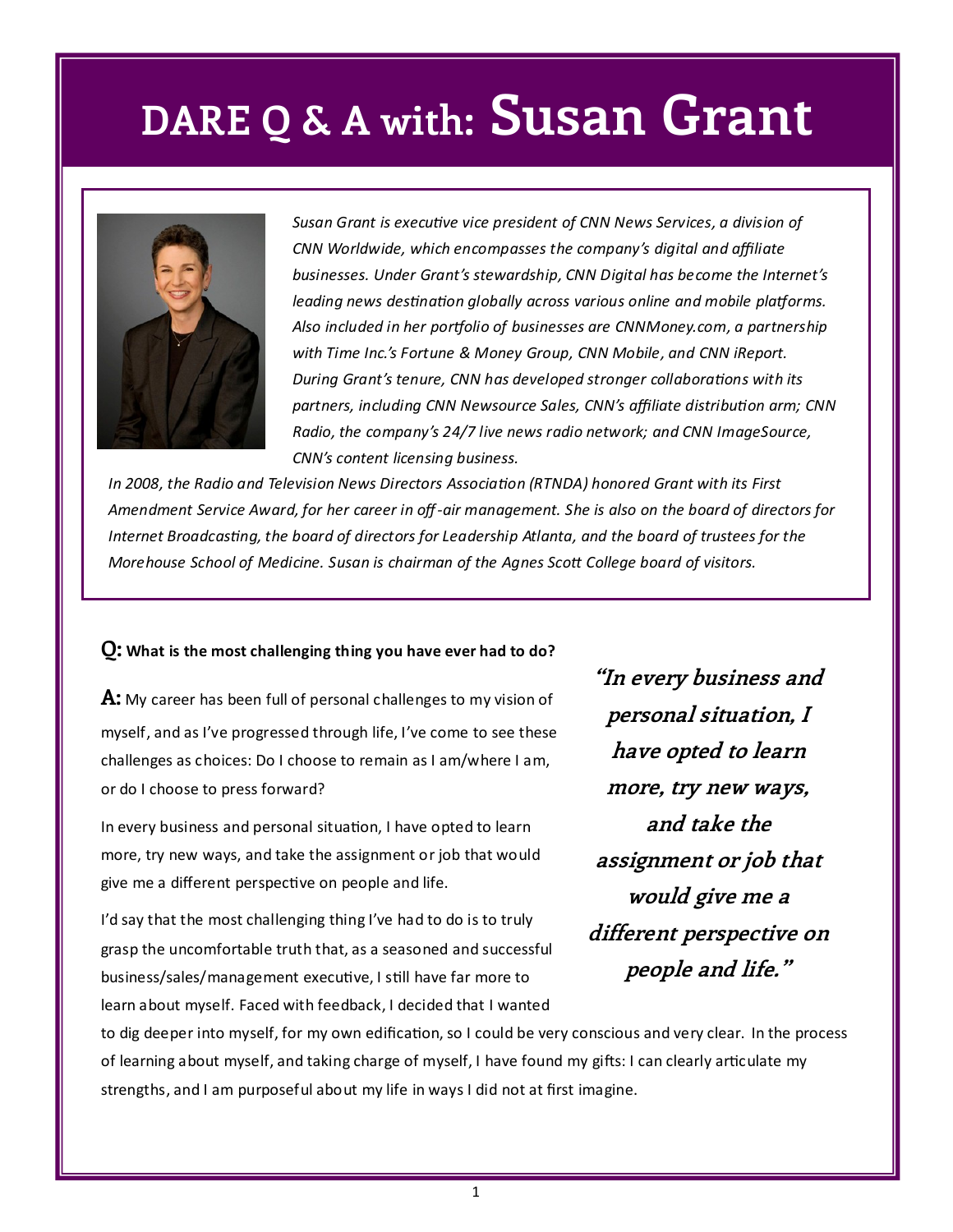# DARE Q & A with: Susan Grant

*Susan Grant is executive vice president of CNN News Services, a division of CNN Worldwide, which encompasses the company's digital and affiliate businesses. Under Grant's stewardship, CNN Digital has become the Internet's leading news destination globally across various online and mobile platforms. Also included in her portfolio of businesses are CNNMoney.com, a partnership with Time Inc.'s Fortune & Money Group, CNN Mobile, and CNN iReport. During Grant's tenure, CNN has developed stronger collaborations with its partners, including CNN Newsource Sales, CNN's affiliate distribution arm; CNN Radio, the company's 24/7 live news radio network; and CNN ImageSource, CNN's content licensing business.*

*In 2008, the Radio and Television News Directors Association (RTNDA) honored Grant with its First Amendment Service Award, for her career in off-air management. She is also on the board of directors for Internet Broadcasting, the board of directors for Leadership Atlanta, and the board of trustees for the Morehouse School of Medicine. Susan is chairman of the Agnes Scott College board of visitors.*

**Q: What is the most challenging thing you have ever had to do?**

**A:** My career has been full of personal challenges to my vision of myself, and as I've progressed through life, I've come to see these challenges as choices: Do I choose to remain as I am/where I am, or do I choose to press forward?

In every business and personal situation, I have opted to learn more, try new ways, and take the assignment or job that would give me a different perspective on people and life.

I'd say that the most challenging thing I've had to do is to truly grasp the uncomfortable truth that, as a seasoned and successful business/sales/management executive, I still have far more to learn about myself. Faced with feedback, I decided that I wanted to dig deeper into myself, for my own edification, so I could be very conscious and very clear. In the process of learning about myself, and taking charge of myself, I have found my gifts: I can clearly articulate my strengths, and I am purposeful about my life in ways I did not at first imagine.

> ***"In every business and personal situation, I have opted to learn more, try new ways, and take the assignment or job that would give me a different perspective on people and life."***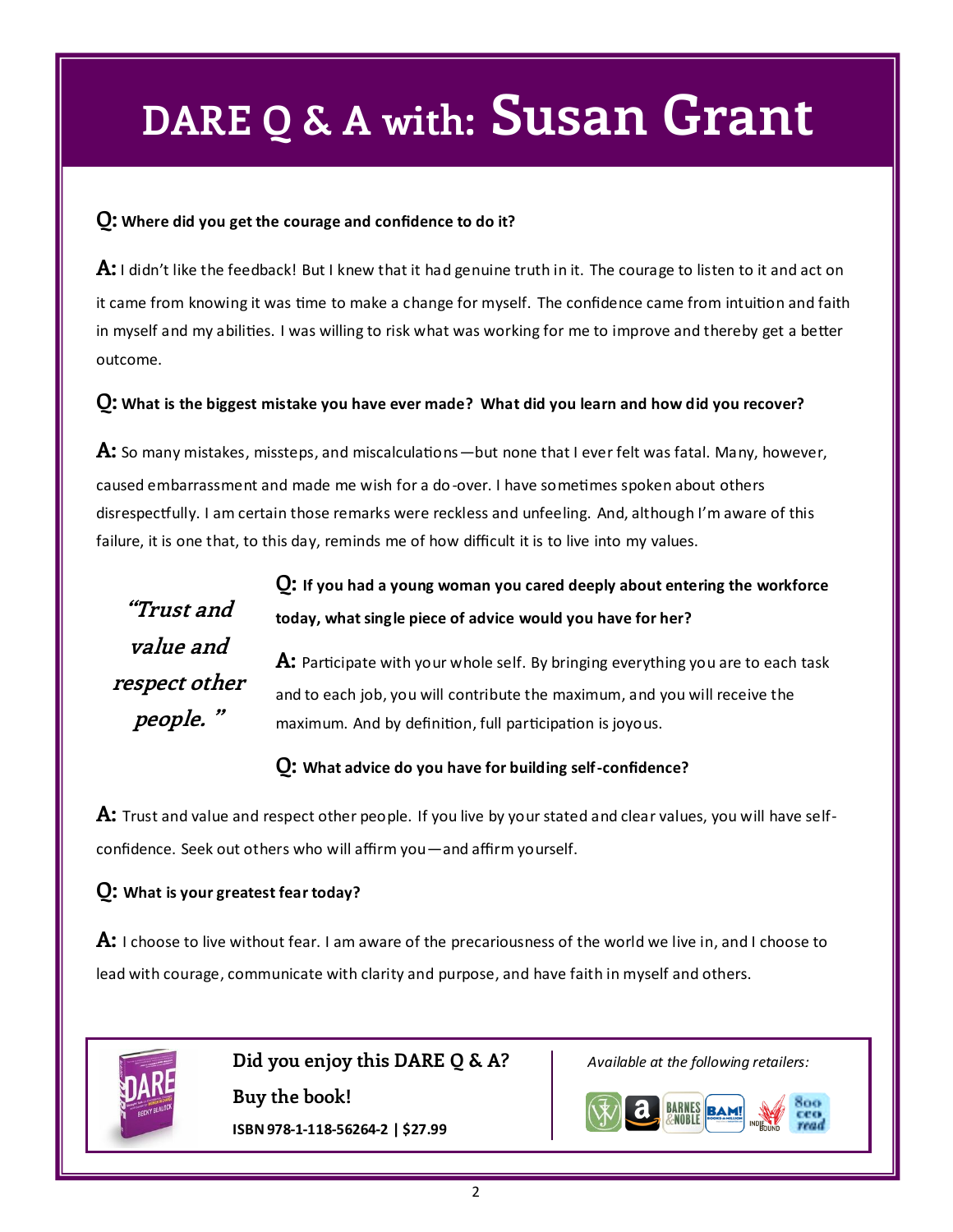# DARE Q & A with: Susan Grant

**Q: Where did you get the courage and confidence to do it?**

**A:** I didn't like the feedback! But I knew that it had genuine truth in it. The courage to listen to it and act on it came from knowing it was time to make a change for myself. The confidence came from intuition and faith in myself and my abilities. I was willing to risk what was working for me to improve and thereby get a better outcome.

**Q: What is the biggest mistake you have ever made? What did you learn and how did you recover?**

**A:** So many mistakes, missteps, and miscalculations—but none that I ever felt was fatal. Many, however, caused embarrassment and made me wish for a do-over. I have sometimes spoken about others disrespectfully. I am certain those remarks were reckless and unfeeling. And, although I'm aware of this failure, it is one that, to this day, reminds me of how difficult it is to live into my values.

***"Trust and value and respect other people."***

**Q: If you had a young woman you cared deeply about entering the workforce today, what single piece of advice would you have for her?**

**A:** Participate with your whole self. By bringing everything you are to each task and to each job, you will contribute the maximum, and you will receive the maximum. And by definition, full participation is joyous.

**Q: What advice do you have for building self-confidence?**

**A:** Trust and value and respect other people. If you live by your stated and clear values, you will have self-confidence. Seek out others who will affirm you—and affirm yourself.

**Q: What is your greatest fear today?**

**A:** I choose to live without fear. I am aware of the precariousness of the world we live in, and I choose to lead with courage, communicate with clarity and purpose, and have faith in myself and others.

**Did you enjoy this DARE Q & A?**

**Buy the book!**

**ISBN 978-1-118-56264-2 | $27.99**

*Available at the following retailers:*